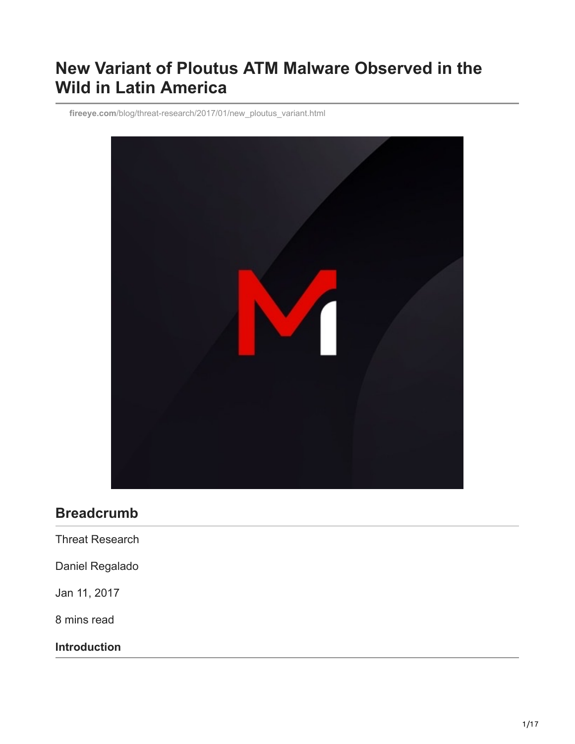# New Variant of Ploutus ATM Malware Observed in the Wild in Latin America

fireeye.com/blog/threat-research/2017/01/new_ploutus_variant.html

## Breadcrumb

Threat Research

Daniel Regalado

Jan 11, 2017

8 mins read

### Introduction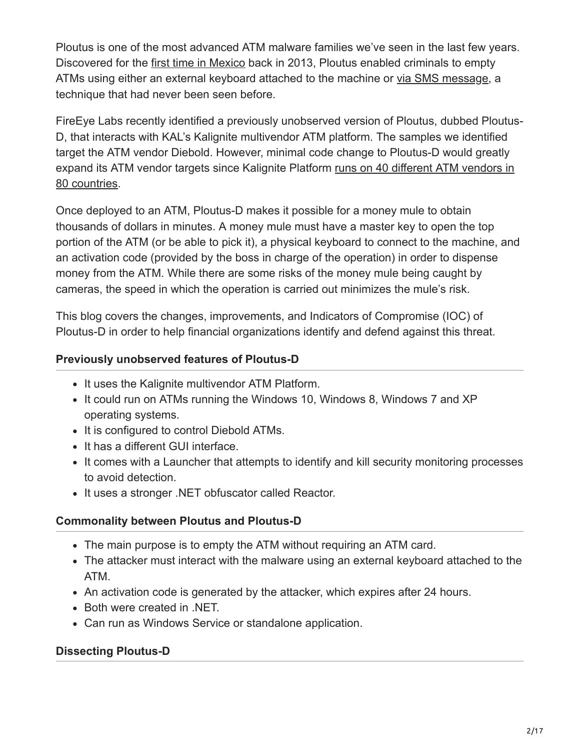Ploutus is one of the most advanced ATM malware families we've seen in the last few years. Discovered for the first time in Mexico back in 2013, Ploutus enabled criminals to empty ATMs using either an external keyboard attached to the machine or via SMS message, a technique that had never been seen before.

FireEye Labs recently identified a previously unobserved version of Ploutus, dubbed Ploutus-D, that interacts with KAL's Kalignite multivendor ATM platform. The samples we identified target the ATM vendor Diebold. However, minimal code change to Ploutus-D would greatly expand its ATM vendor targets since Kalignite Platform runs on 40 different ATM vendors in 80 countries.

Once deployed to an ATM, Ploutus-D makes it possible for a money mule to obtain thousands of dollars in minutes. A money mule must have a master key to open the top portion of the ATM (or be able to pick it), a physical keyboard to connect to the machine, and an activation code (provided by the boss in charge of the operation) in order to dispense money from the ATM. While there are some risks of the money mule being caught by cameras, the speed in which the operation is carried out minimizes the mule's risk.

This blog covers the changes, improvements, and Indicators of Compromise (IOC) of Ploutus-D in order to help financial organizations identify and defend against this threat.

### Previously unobserved features of Ploutus-D

- It uses the Kalignite multivendor ATM Platform.
- It could run on ATMs running the Windows 10, Windows 8, Windows 7 and XP operating systems.
- It is configured to control Diebold ATMs.
- It has a different GUI interface.
- It comes with a Launcher that attempts to identify and kill security monitoring processes to avoid detection.
- It uses a stronger .NET obfuscator called Reactor.

### Commonality between Ploutus and Ploutus-D

- The main purpose is to empty the ATM without requiring an ATM card.
- The attacker must interact with the malware using an external keyboard attached to the ATM.
- An activation code is generated by the attacker, which expires after 24 hours.
- Both were created in .NET.
- Can run as Windows Service or standalone application.

### Dissecting Ploutus-D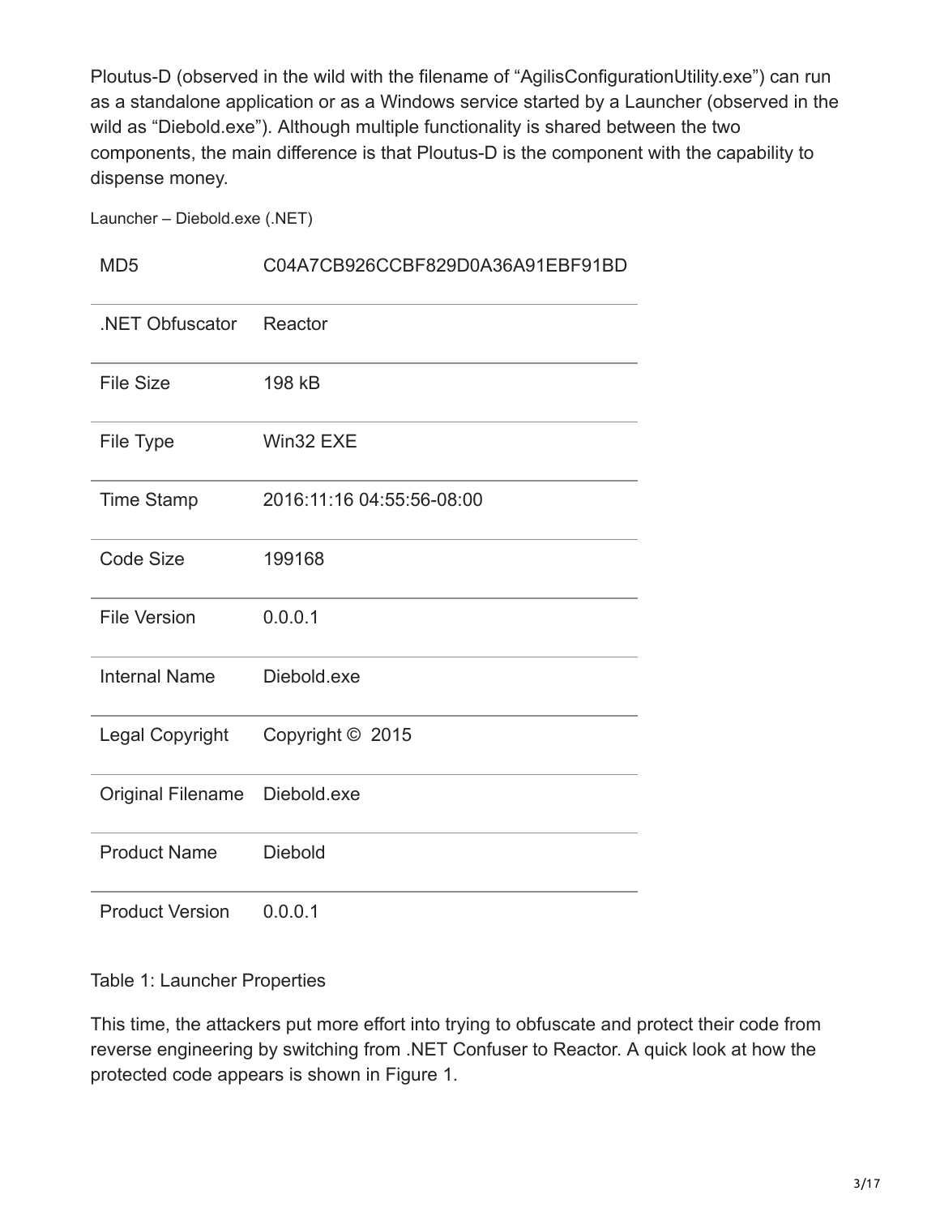Ploutus-D (observed in the wild with the filename of "AgilisConfigurationUtility.exe") can run as a standalone application or as a Windows service started by a Launcher (observed in the wild as "Diebold.exe"). Although multiple functionality is shared between the two components, the main difference is that Ploutus-D is the component with the capability to dispense money.

Launcher – Diebold.exe (.NET)

| | |
|---|---|
| MD5 | C04A7CB926CCBF829D0A36A91EBF91BD |
| .NET Obfuscator | Reactor |
| File Size | 198 kB |
| File Type | Win32 EXE |
| Time Stamp | 2016:11:16 04:55:56-08:00 |
| Code Size | 199168 |
| File Version | 0.0.0.1 |
| Internal Name | Diebold.exe |
| Legal Copyright | Copyright © 2015 |
| Original Filename | Diebold.exe |
| Product Name | Diebold |
| Product Version | 0.0.0.1 |

Table 1: Launcher Properties

This time, the attackers put more effort into trying to obfuscate and protect their code from reverse engineering by switching from .NET Confuser to Reactor. A quick look at how the protected code appears is shown in Figure 1.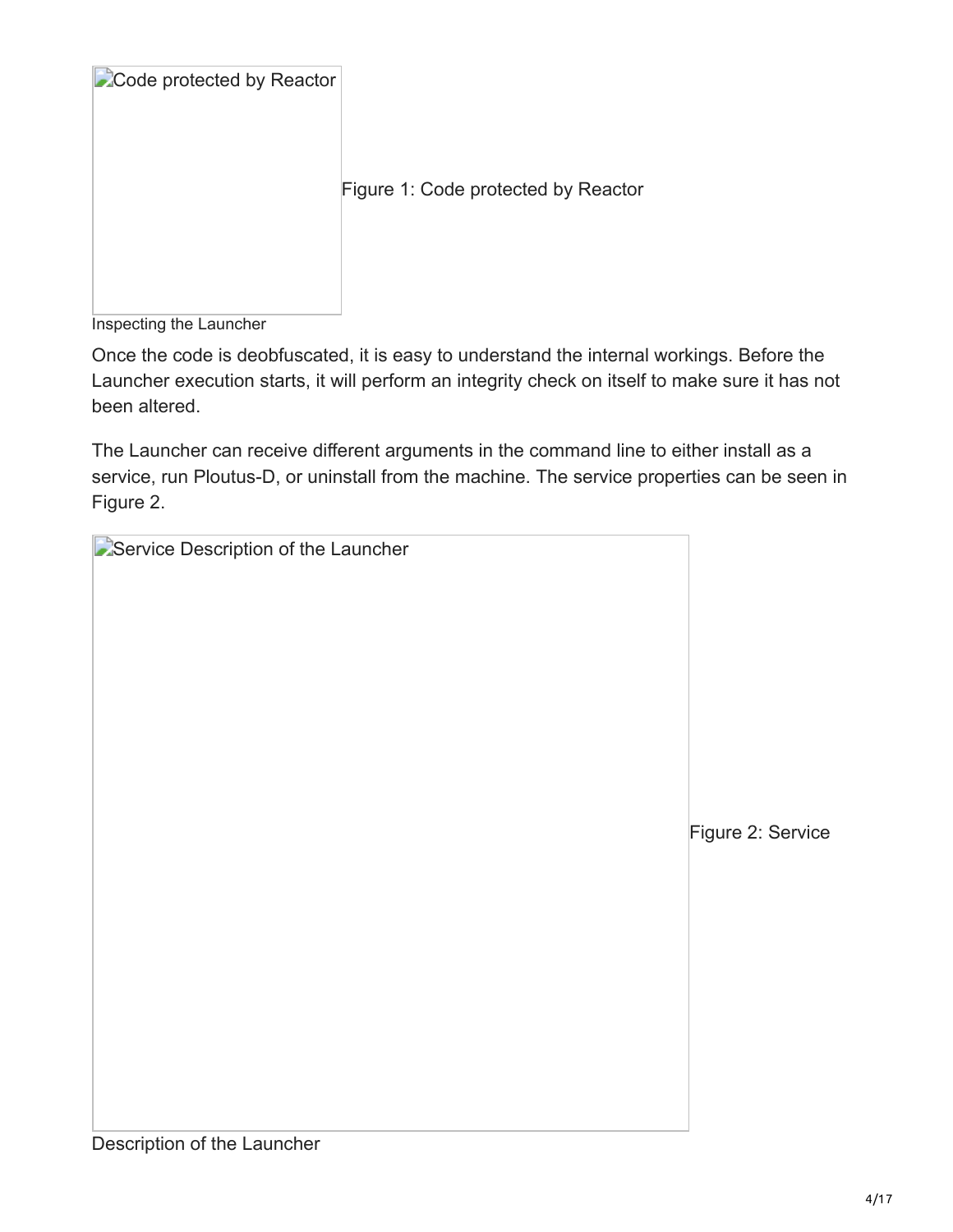Code protected by Reactor

Figure 1: Code protected by Reactor

Inspecting the Launcher

Once the code is deobfuscated, it is easy to understand the internal workings. Before the Launcher execution starts, it will perform an integrity check on itself to make sure it has not been altered.

The Launcher can receive different arguments in the command line to either install as a service, run Ploutus-D, or uninstall from the machine. The service properties can be seen in Figure 2.

Service Description of the Launcher

Figure 2: Service Description of the Launcher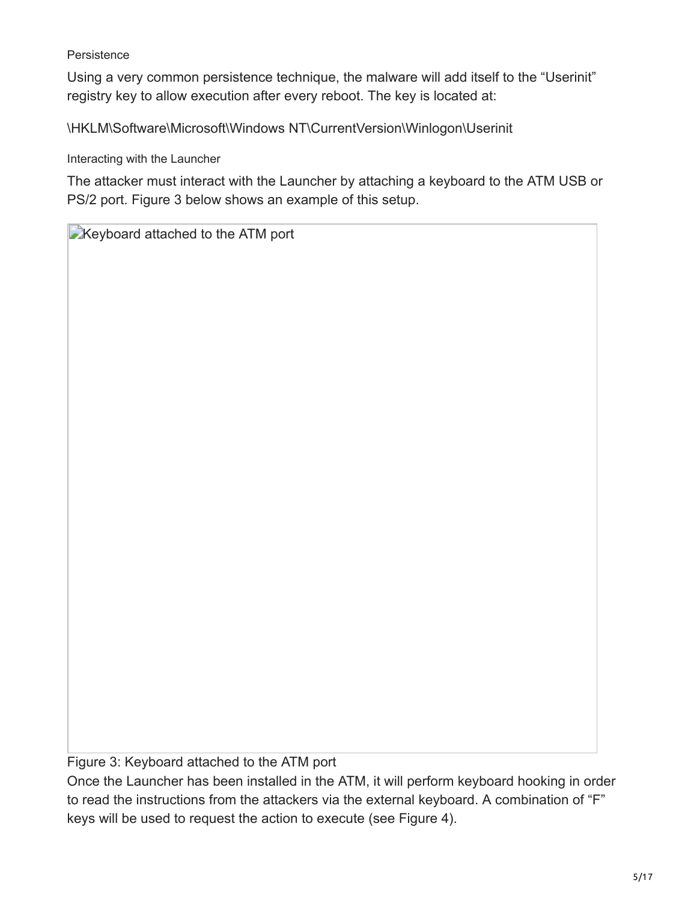### Persistence

Using a very common persistence technique, the malware will add itself to the “Userinit” registry key to allow execution after every reboot. The key is located at:

\HKLM\Software\Microsoft\Windows NT\CurrentVersion\Winlogon\Userinit

### Interacting with the Launcher

The attacker must interact with the Launcher by attaching a keyboard to the ATM USB or PS/2 port. Figure 3 below shows an example of this setup.

Keyboard attached to the ATM port

Figure 3: Keyboard attached to the ATM port

Once the Launcher has been installed in the ATM, it will perform keyboard hooking in order to read the instructions from the attackers via the external keyboard. A combination of “F” keys will be used to request the action to execute (see Figure 4).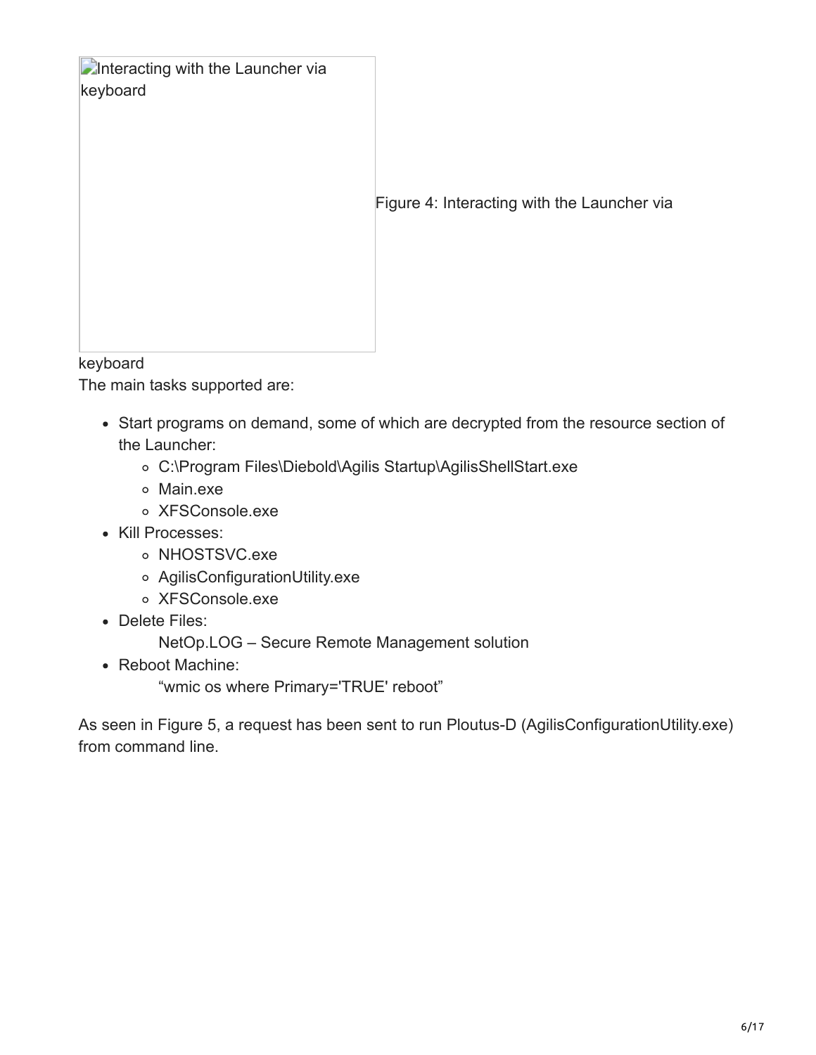Interacting with the Launcher via keyboard

Figure 4: Interacting with the Launcher via keyboard

The main tasks supported are:

- Start programs on demand, some of which are decrypted from the resource section of the Launcher:
  - C:\Program Files\Diebold\Agilis Startup\AgilisShellStart.exe
  - Main.exe
  - XFSConsole.exe
- Kill Processes:
  - NHOSTSVC.exe
  - AgilisConfigurationUtility.exe
  - XFSConsole.exe
- Delete Files:
  
  NetOp.LOG – Secure Remote Management solution
- Reboot Machine:
  
  “wmic os where Primary='TRUE' reboot”

As seen in Figure 5, a request has been sent to run Ploutus-D (AgilisConfigurationUtility.exe) from command line.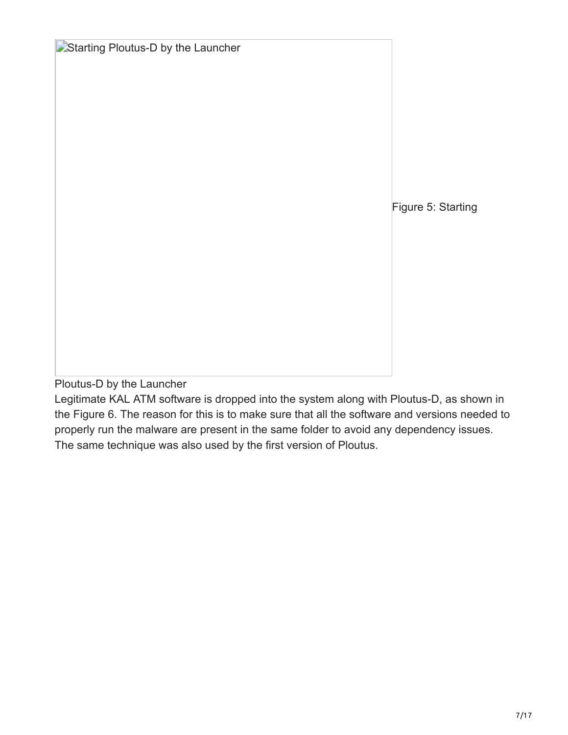Figure 5: Starting Ploutus-D by the Launcher

Legitimate KAL ATM software is dropped into the system along with Ploutus-D, as shown in the Figure 6. The reason for this is to make sure that all the software and versions needed to properly run the malware are present in the same folder to avoid any dependency issues. The same technique was also used by the first version of Ploutus.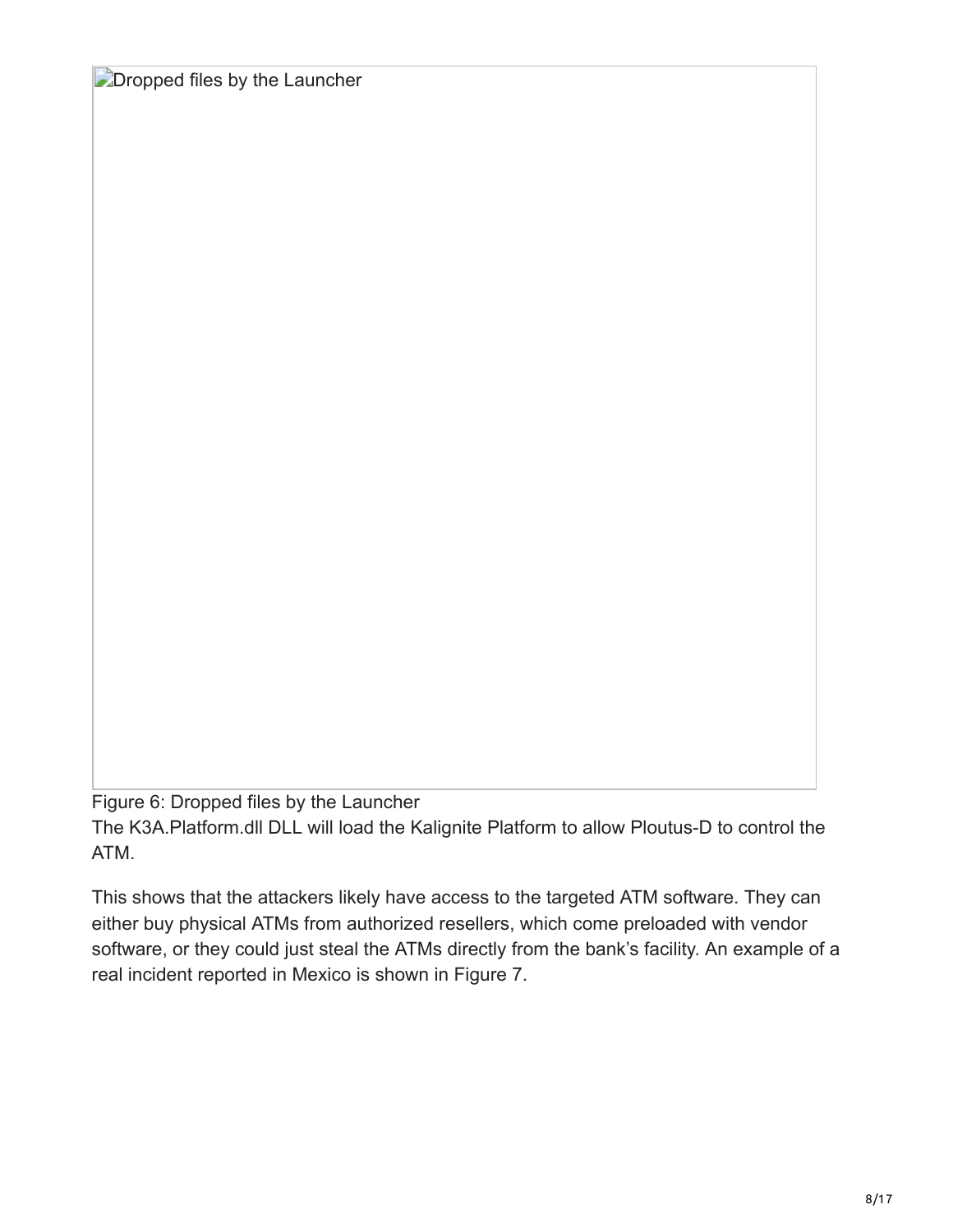Dropped files by the Launcher

Figure 6: Dropped files by the Launcher

The K3A.Platform.dll DLL will load the Kalignite Platform to allow Ploutus-D to control the ATM.

This shows that the attackers likely have access to the targeted ATM software. They can either buy physical ATMs from authorized resellers, which come preloaded with vendor software, or they could just steal the ATMs directly from the bank's facility. An example of a real incident reported in Mexico is shown in Figure 7.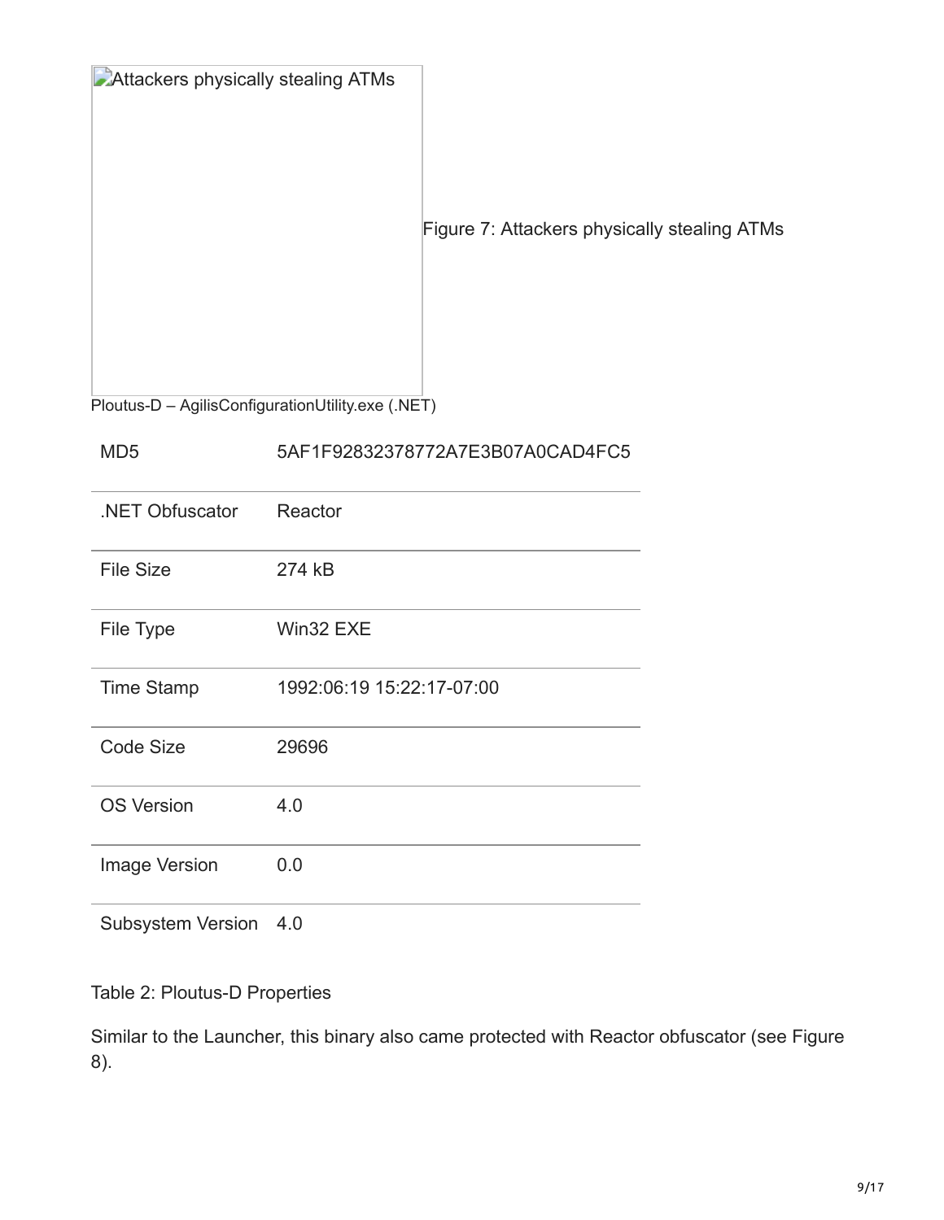Attackers physically stealing ATMs

Figure 7: Attackers physically stealing ATMs

Ploutus-D – AgilisConfigurationUtility.exe (.NET)

| | |
|---|---|
| MD5 | 5AF1F92832378772A7E3B07A0CAD4FC5 |
| .NET Obfuscator | Reactor |
| File Size | 274 kB |
| File Type | Win32 EXE |
| Time Stamp | 1992:06:19 15:22:17-07:00 |
| Code Size | 29696 |
| OS Version | 4.0 |
| Image Version | 0.0 |
| Subsystem Version | 4.0 |

Table 2: Ploutus-D Properties

Similar to the Launcher, this binary also came protected with Reactor obfuscator (see Figure 8).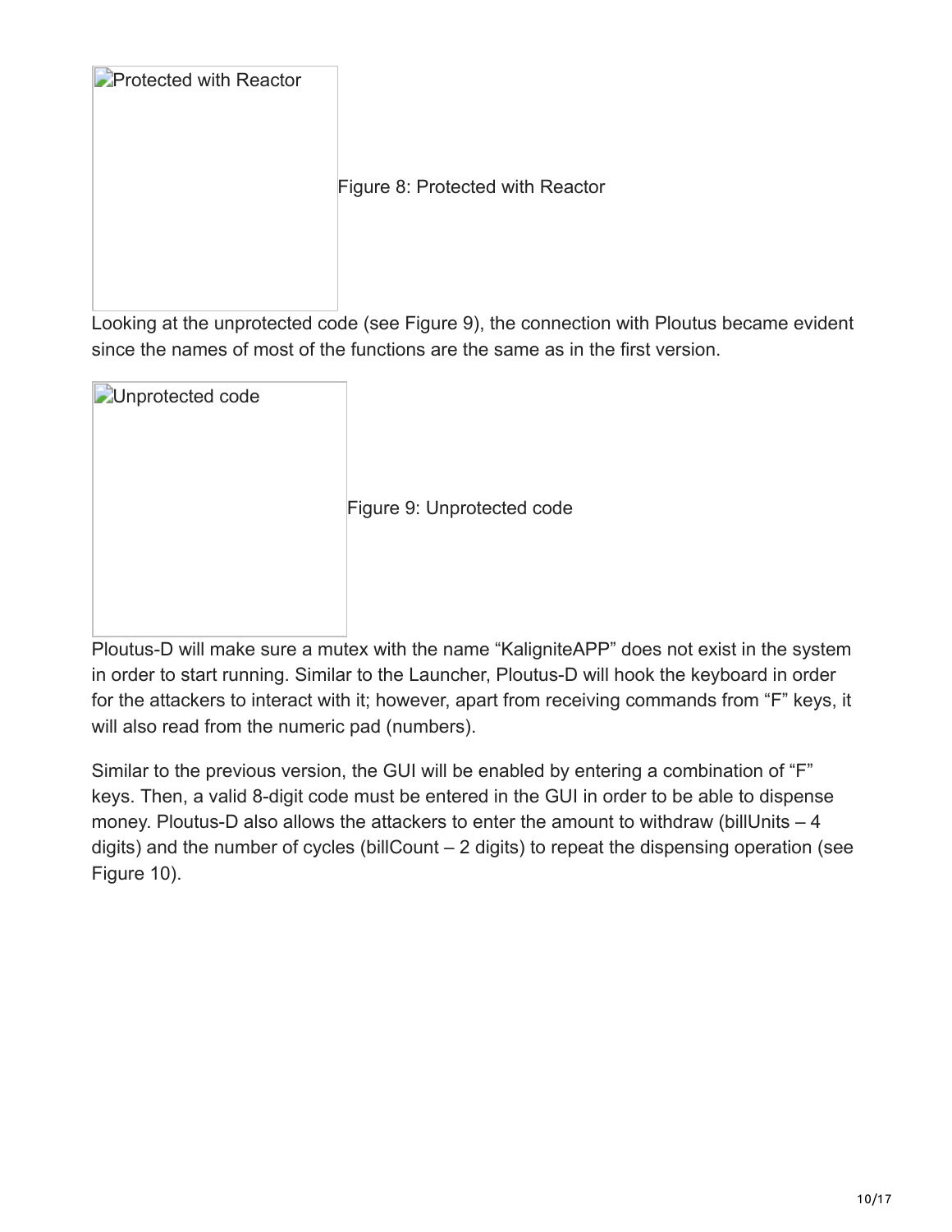Figure 8: Protected with Reactor

Looking at the unprotected code (see Figure 9), the connection with Ploutus became evident since the names of most of the functions are the same as in the first version.

Figure 9: Unprotected code

Ploutus-D will make sure a mutex with the name “KaligniteAPP” does not exist in the system in order to start running. Similar to the Launcher, Ploutus-D will hook the keyboard in order for the attackers to interact with it; however, apart from receiving commands from “F” keys, it will also read from the numeric pad (numbers).

Similar to the previous version, the GUI will be enabled by entering a combination of “F” keys. Then, a valid 8-digit code must be entered in the GUI in order to be able to dispense money. Ploutus-D also allows the attackers to enter the amount to withdraw (billUnits – 4 digits) and the number of cycles (billCount – 2 digits) to repeat the dispensing operation (see Figure 10).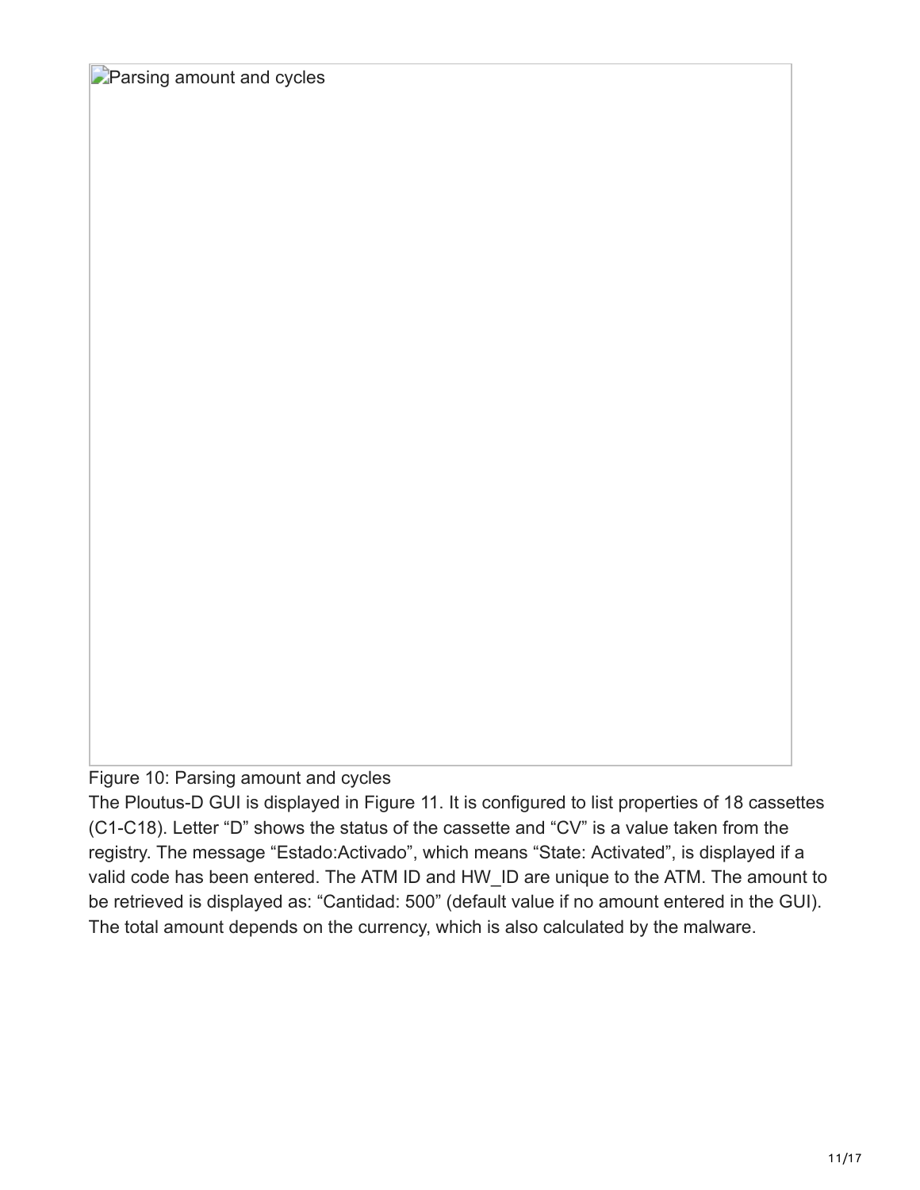Parsing amount and cycles

Figure 10: Parsing amount and cycles

The Ploutus-D GUI is displayed in Figure 11. It is configured to list properties of 18 cassettes (C1-C18). Letter "D" shows the status of the cassette and "CV" is a value taken from the registry. The message "Estado:Activado", which means "State: Activated", is displayed if a valid code has been entered. The ATM ID and HW_ID are unique to the ATM. The amount to be retrieved is displayed as: "Cantidad: 500" (default value if no amount entered in the GUI). The total amount depends on the currency, which is also calculated by the malware.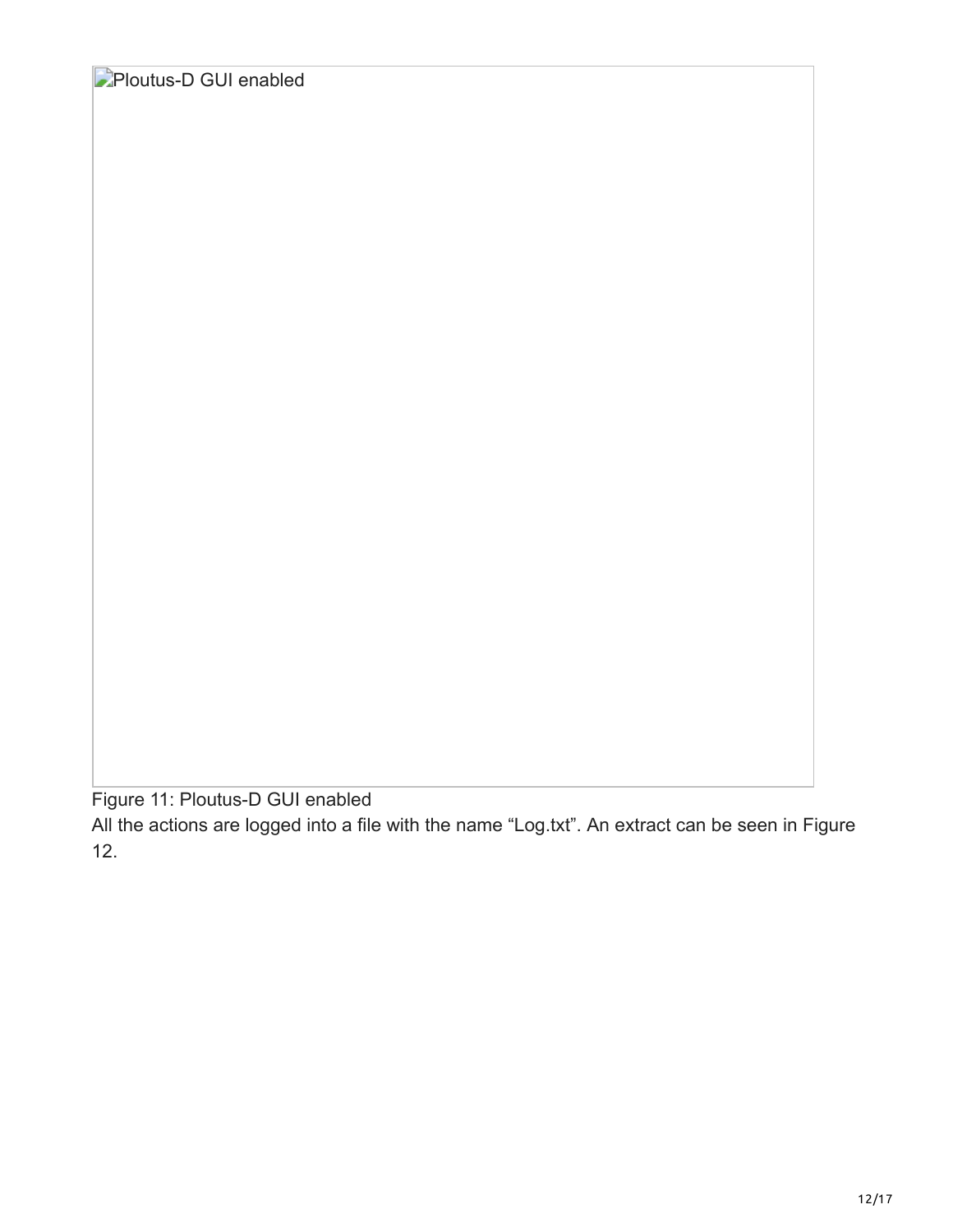Ploutus-D GUI enabled

Figure 11: Ploutus-D GUI enabled

All the actions are logged into a file with the name “Log.txt”. An extract can be seen in Figure 12.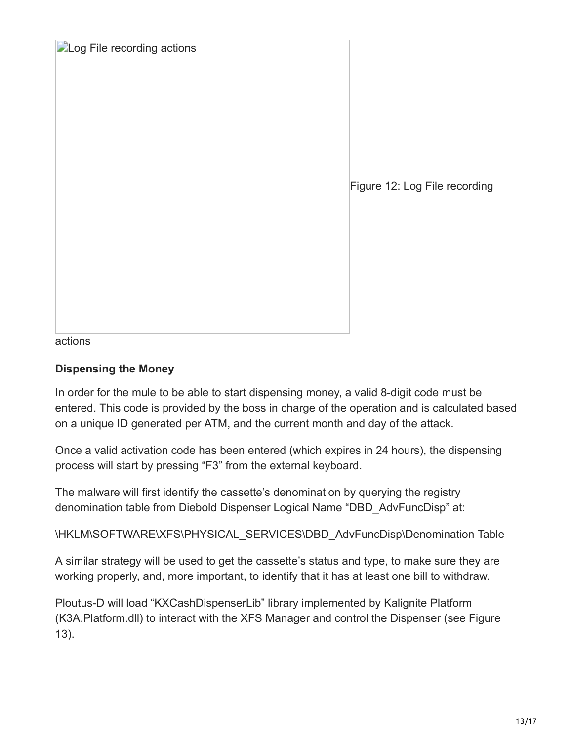Log File recording actions

Figure 12: Log File recording actions

## Dispensing the Money

In order for the mule to be able to start dispensing money, a valid 8-digit code must be entered. This code is provided by the boss in charge of the operation and is calculated based on a unique ID generated per ATM, and the current month and day of the attack.

Once a valid activation code has been entered (which expires in 24 hours), the dispensing process will start by pressing "F3" from the external keyboard.

The malware will first identify the cassette's denomination by querying the registry denomination table from Diebold Dispenser Logical Name "DBD_AdvFuncDisp" at:

\HKLM\SOFTWARE\XFS\PHYSICAL_SERVICES\DBD_AdvFuncDisp\Denomination Table

A similar strategy will be used to get the cassette's status and type, to make sure they are working properly, and, more important, to identify that it has at least one bill to withdraw.

Ploutus-D will load "KXCashDispenserLib" library implemented by Kalignite Platform (K3A.Platform.dll) to interact with the XFS Manager and control the Dispenser (see Figure 13).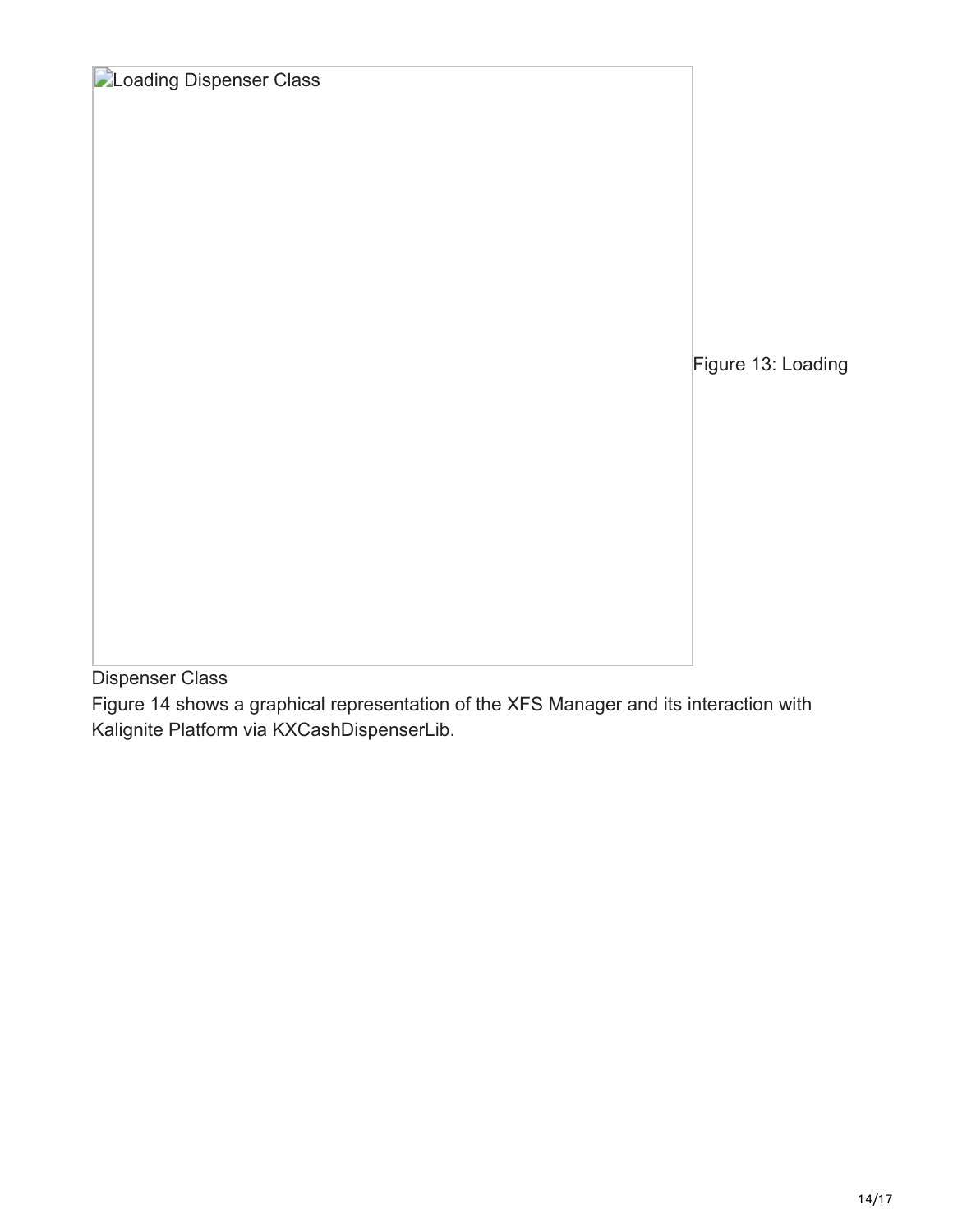Loading Dispenser Class

Figure 13: Loading Dispenser Class

Figure 14 shows a graphical representation of the XFS Manager and its interaction with Kalignite Platform via KXCashDispenserLib.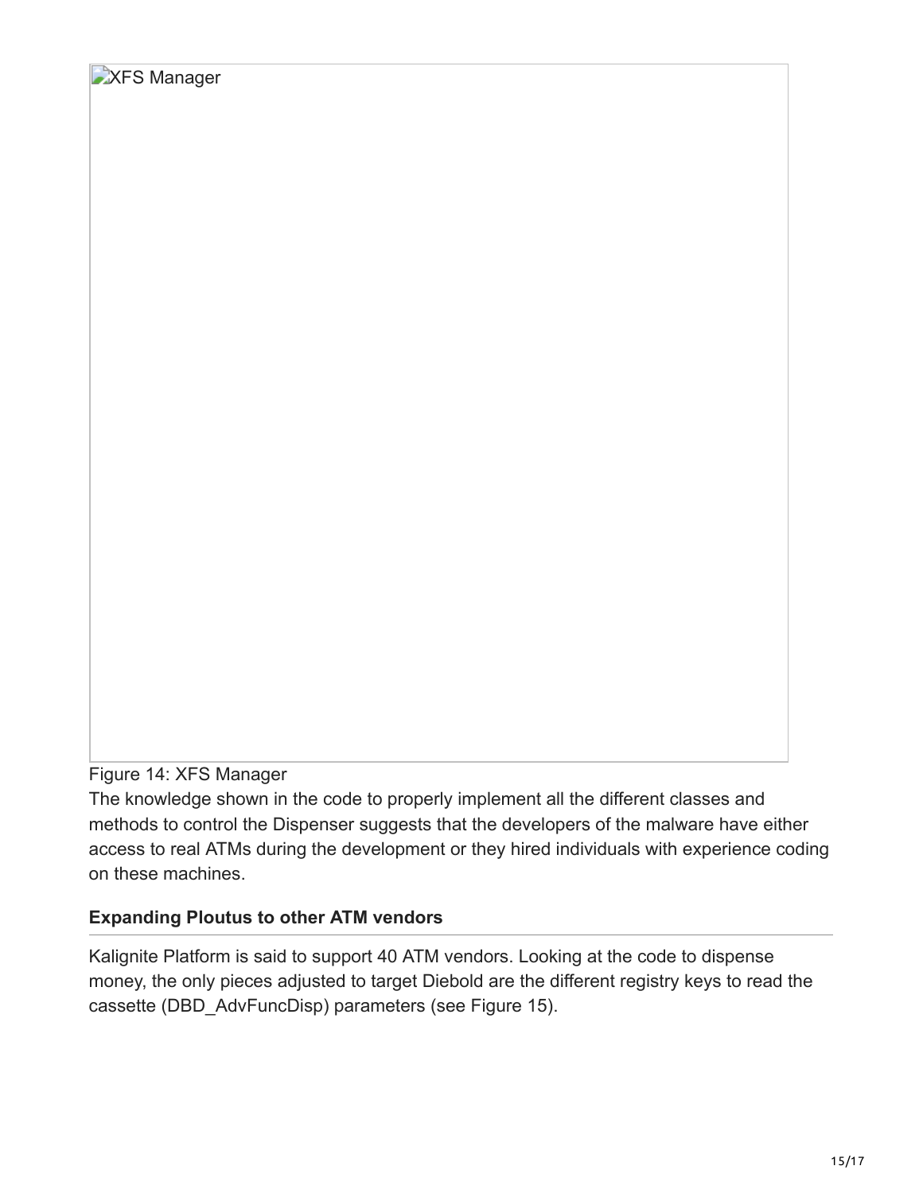XFS Manager

Figure 14: XFS Manager

The knowledge shown in the code to properly implement all the different classes and methods to control the Dispenser suggests that the developers of the malware have either access to real ATMs during the development or they hired individuals with experience coding on these machines.

### Expanding Ploutus to other ATM vendors

Kalignite Platform is said to support 40 ATM vendors. Looking at the code to dispense money, the only pieces adjusted to target Diebold are the different registry keys to read the cassette (DBD_AdvFuncDisp) parameters (see Figure 15).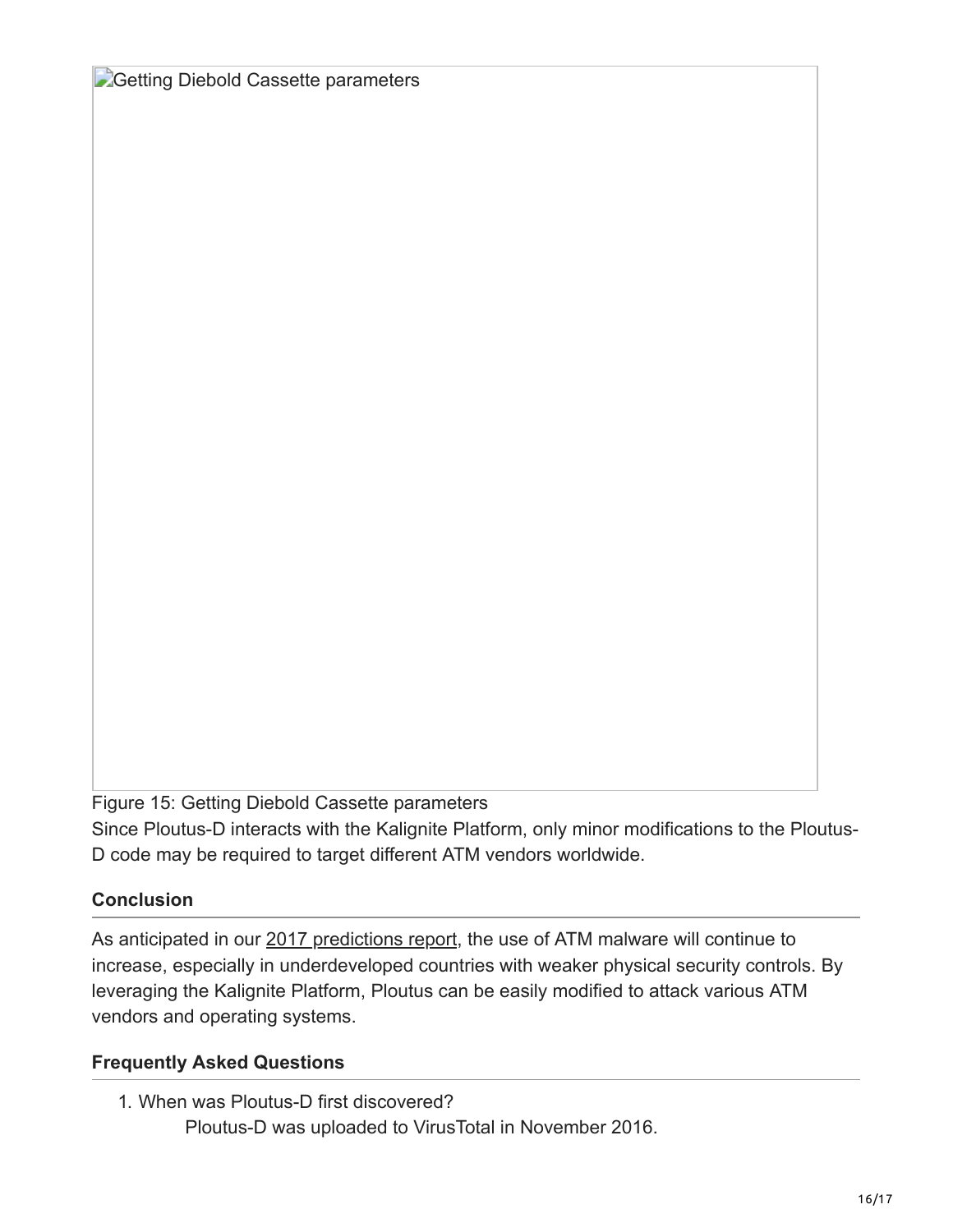Getting Diebold Cassette parameters

Figure 15: Getting Diebold Cassette parameters

Since Ploutus-D interacts with the Kalignite Platform, only minor modifications to the Ploutus-D code may be required to target different ATM vendors worldwide.

## Conclusion

As anticipated in our 2017 predictions report, the use of ATM malware will continue to increase, especially in underdeveloped countries with weaker physical security controls. By leveraging the Kalignite Platform, Ploutus can be easily modified to attack various ATM vendors and operating systems.

## Frequently Asked Questions

1. When was Ploutus-D first discovered?

    Ploutus-D was uploaded to VirusTotal in November 2016.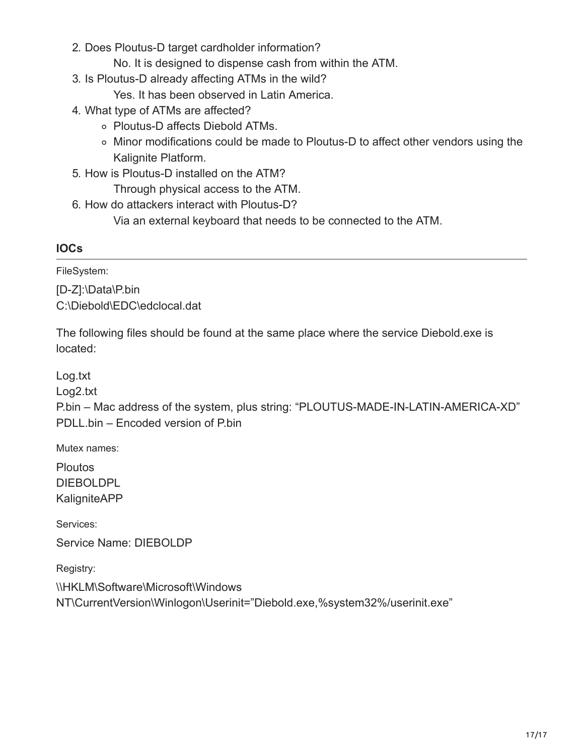2. Does Ploutus-D target cardholder information?

   No. It is designed to dispense cash from within the ATM.

3. Is Ploutus-D already affecting ATMs in the wild?

   Yes. It has been observed in Latin America.

4. What type of ATMs are affected?
   - Ploutus-D affects Diebold ATMs.
   - Minor modifications could be made to Ploutus-D to affect other vendors using the Kalignite Platform.

5. How is Ploutus-D installed on the ATM?

   Through physical access to the ATM.

6. How do attackers interact with Ploutus-D?

   Via an external keyboard that needs to be connected to the ATM.

### IOCs

FileSystem:

[D-Z]:\Data\P.bin
C:\Diebold\EDC\edclocal.dat

The following files should be found at the same place where the service Diebold.exe is located:

Log.txt
Log2.txt
P.bin – Mac address of the system, plus string: "PLOUTUS-MADE-IN-LATIN-AMERICA-XD"
PDLL.bin – Encoded version of P.bin

Mutex names:

Ploutos
DIEBOLDPL
KaligniteAPP

Services:

Service Name: DIEBOLDP

Registry:

\\HKLM\Software\Microsoft\Windows NT\CurrentVersion\Winlogon\Userinit="Diebold.exe,%system32%/userinit.exe"